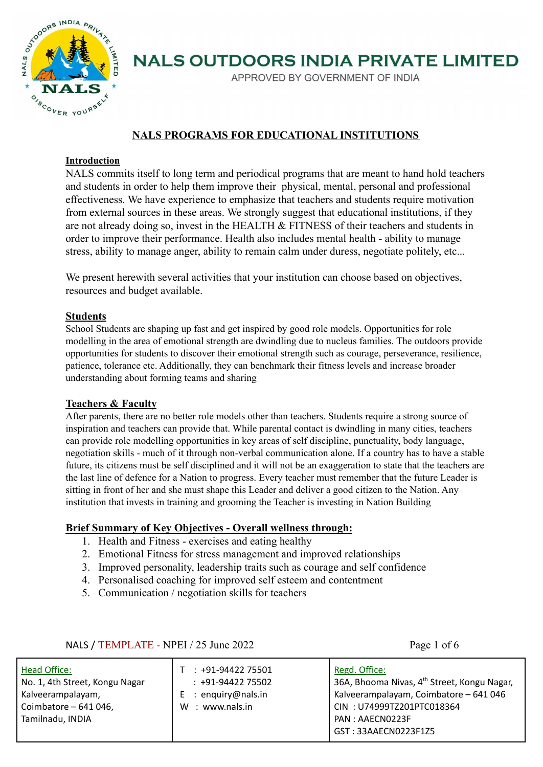# NALS OUTDOORS INDIA PRIVATE LIMITED

APPROVED BY GOVERNMENT OF INDIA

## NALS PROGRAMS FOR EDUCATIONAL INSTITUTIONS

### Introduction

NALS commits itself to long term and periodical programs that are meant to hand hold teachers and students in order to help them improve their physical, mental, personal and professional effectiveness. We have experience to emphasize that teachers and students require motivation from external sources in these areas. We strongly suggest that educational institutions, if they are not already doing so, invest in the HEALTH & FITNESS of their teachers and students in order to improve their performance. Health also includes mental health - ability to manage stress, ability to manage anger, ability to remain calm under duress, negotiate politely, etc...

We present herewith several activities that your institution can choose based on objectives, resources and budget available.

### Students

School Students are shaping up fast and get inspired by good role models. Opportunities for role modelling in the area of emotional strength are dwindling due to nucleus families. The outdoors provide opportunities for students to discover their emotional strength such as courage, perseverance, resilience, patience, tolerance etc. Additionally, they can benchmark their fitness levels and increase broader understanding about forming teams and sharing

### Teachers & Faculty

After parents, there are no better role models other than teachers. Students require a strong source of inspiration and teachers can provide that. While parental contact is dwindling in many cities, teachers can provide role modelling opportunities in key areas of self discipline, punctuality, body language, negotiation skills - much of it through non-verbal communication alone. If a country has to have a stable future, its citizens must be self disciplined and it will not be an exaggeration to state that the teachers are the last line of defence for a Nation to progress. Every teacher must remember that the future Leader is sitting in front of her and she must shape this Leader and deliver a good citizen to the Nation. Any institution that invests in training and grooming the Teacher is investing in Nation Building

### Brief Summary of Key Objectives - Overall wellness through:

1. Health and Fitness - exercises and eating healthy
2. Emotional Fitness for stress management and improved relationships
3. Improved personality, leadership traits such as courage and self confidence
4. Personalised coaching for improved self esteem and contentment
5. Communication / negotiation skills for teachers

NALS / TEMPLATE - NPEI / 25 June 2022

| Head Office: No. 1, 4th Street, Kongu Nagar Kalveerampalayam, Coimbatore – 641 046, Tamilnadu, INDIA | T : +91-94422 75501 : +91-94422 75502 E : enquiry@nals.in W : www.nals.in | Regd. Office: 36A, Bhooma Nivas, 4th Street, Kongu Nagar, Kalveerampalayam, Coimbatore – 641 046 CIN : U74999TZ201PTC018364 PAN : AAECN0223F GST : 33AAECN0223F1Z5 |
|---|---|---|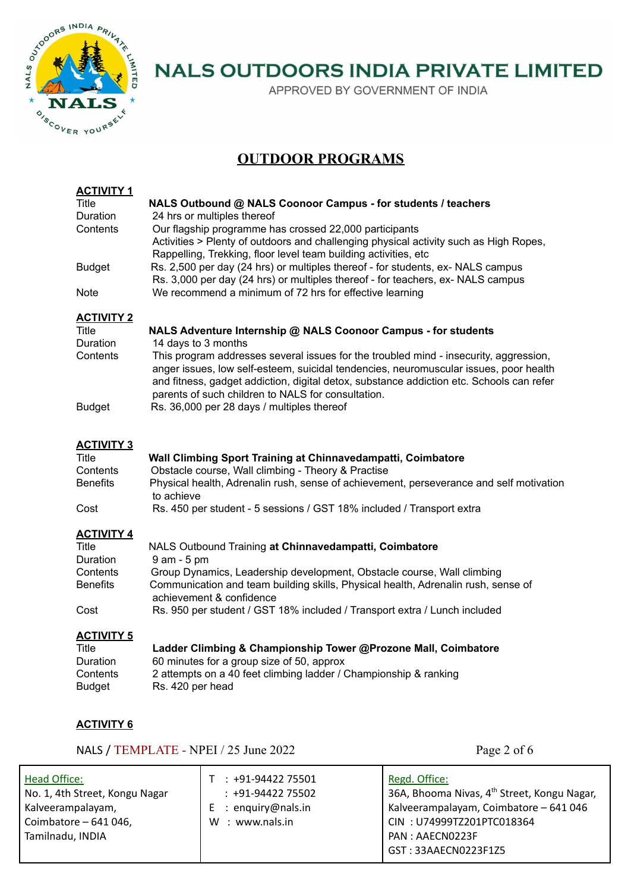# NALS OUTDOORS INDIA PRIVATE LIMITED

APPROVED BY GOVERNMENT OF INDIA

## OUTDOOR PROGRAMS

### ACTIVITY 1

| | |
|---|---|
| Title | **NALS Outbound @ NALS Coonoor Campus - for students / teachers** |
| Duration | 24 hrs or multiples thereof |
| Contents | Our flagship programme has crossed 22,000 participants<br>Activities > Plenty of outdoors and challenging physical activity such as High Ropes, Rappelling, Trekking, floor level team building activities, etc |
| Budget | Rs. 2,500 per day (24 hrs) or multiples thereof - for students, ex- NALS campus<br>Rs. 3,000 per day (24 hrs) or multiples thereof - for teachers, ex- NALS campus |
| Note | We recommend a minimum of 72 hrs for effective learning |

### ACTIVITY 2

| | |
|---|---|
| Title | **NALS Adventure Internship @ NALS Coonoor Campus - for students** |
| Duration | 14 days to 3 months |
| Contents | This program addresses several issues for the troubled mind - insecurity, aggression, anger issues, low self-esteem, suicidal tendencies, neuromuscular issues, poor health and fitness, gadget addiction, digital detox, substance addiction etc. Schools can refer parents of such children to NALS for consultation. |
| Budget | Rs. 36,000 per 28 days / multiples thereof |

### ACTIVITY 3

| | |
|---|---|
| Title | **Wall Climbing Sport Training at Chinnavedampatti, Coimbatore** |
| Contents | Obstacle course, Wall climbing - Theory & Practise |
| Benefits | Physical health, Adrenalin rush, sense of achievement, perseverance and self motivation to achieve |
| Cost | Rs. 450 per student - 5 sessions / GST 18% included / Transport extra |

### ACTIVITY 4

| | |
|---|---|
| Title | NALS Outbound Training **at Chinnavedampatti, Coimbatore** |
| Duration | 9 am - 5 pm |
| Contents | Group Dynamics, Leadership development, Obstacle course, Wall climbing |
| Benefits | Communication and team building skills, Physical health, Adrenalin rush, sense of achievement & confidence |
| Cost | Rs. 950 per student / GST 18% included / Transport extra / Lunch included |

### ACTIVITY 5

| | |
|---|---|
| Title | **Ladder Climbing & Championship Tower @Prozone Mall, Coimbatore** |
| Duration | 60 minutes for a group size of 50, approx |
| Contents | 2 attempts on a 40 feet climbing ladder / Championship & ranking |
| Budget | Rs. 420 per head |

### ACTIVITY 6

NALS / TEMPLATE - NPEI / 25 June 2022

| Head Office: | | Regd. Office: |
|---|---|---|
| No. 1, 4th Street, Kongu Nagar<br>Kalveerampalayam,<br>Coimbatore – 641 046,<br>Tamilnadu, INDIA | T : +91-94422 75501<br>: +91-94422 75502<br>E : enquiry@nals.in<br>W : www.nals.in | 36A, Bhooma Nivas, 4th Street, Kongu Nagar, Kalveerampalayam, Coimbatore – 641 046<br>CIN : U74999TZ201PTC018364<br>PAN : AAECN0223F<br>GST : 33AAECN0223F1Z5 |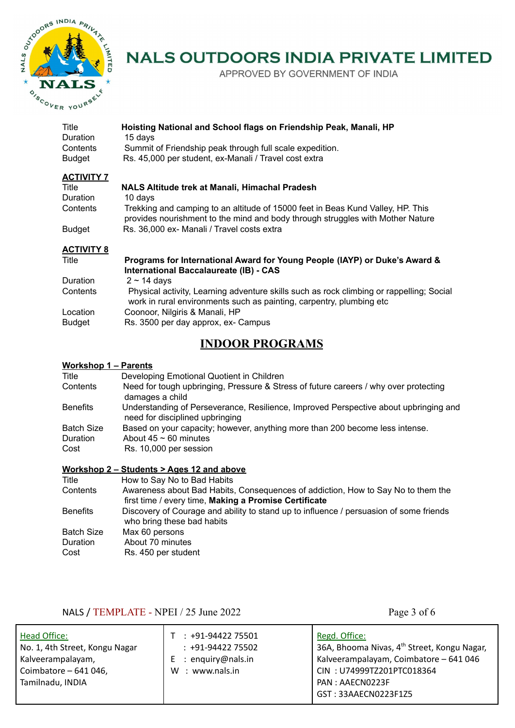| | |
|---|---|
| Title | **Hoisting National and School flags on Friendship Peak, Manali, HP** |
| Duration | 15 days |
| Contents | Summit of Friendship peak through full scale expedition. |
| Budget | Rs. 45,000 per student, ex-Manali / Travel cost extra |

**ACTIVITY 7**

| | |
|---|---|
| Title | **NALS Altitude trek at Manali, Himachal Pradesh** |
| Duration | 10 days |
| Contents | Trekking and camping to an altitude of 15000 feet in Beas Kund Valley, HP. This provides nourishment to the mind and body through struggles with Mother Nature |
| Budget | Rs. 36,000 ex- Manali / Travel costs extra |

**ACTIVITY 8**

| | |
|---|---|
| Title | **Programs for International Award for Young People (IAYP) or Duke's Award & International Baccalaureate (IB) - CAS** |
| Duration | 2 ~ 14 days |
| Contents | Physical activity, Learning adventure skills such as rock climbing or rappelling; Social work in rural environments such as painting, carpentry, plumbing etc |
| Location | Coonoor, Nilgiris & Manali, HP |
| Budget | Rs. 3500 per day approx, ex- Campus |

## INDOOR PROGRAMS

**Workshop 1 – Parents**

| | |
|---|---|
| Title | Developing Emotional Quotient in Children |
| Contents | Need for tough upbringing, Pressure & Stress of future careers / why over protecting damages a child |
| Benefits | Understanding of Perseverance, Resilience, Improved Perspective about upbringing and need for disciplined upbringing |
| Batch Size | Based on your capacity; however, anything more than 200 become less intense. |
| Duration | About 45 ~ 60 minutes |
| Cost | Rs. 10,000 per session |

**Workshop 2 – Students > Ages 12 and above**

| | |
|---|---|
| Title | How to Say No to Bad Habits |
| Contents | Awareness about Bad Habits, Consequences of addiction, How to Say No to them the first time / every time, **Making a Promise Certificate** |
| Benefits | Discovery of Courage and ability to stand up to influence / persuasion of some friends who bring these bad habits |
| Batch Size | Max 60 persons |
| Duration | About 70 minutes |
| Cost | Rs. 450 per student |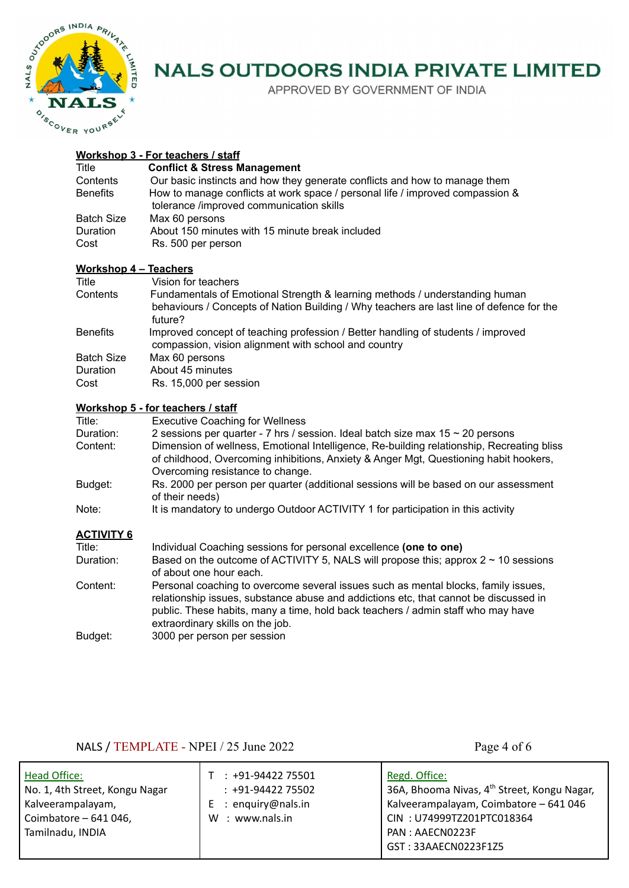# NALS OUTDOORS INDIA PRIVATE LIMITED

APPROVED BY GOVERNMENT OF INDIA

## Workshop 3 - For teachers / staff

| | |
|---|---|
| Title | **Conflict & Stress Management** |
| Contents | Our basic instincts and how they generate conflicts and how to manage them |
| Benefits | How to manage conflicts at work space / personal life / improved compassion & tolerance /improved communication skills |
| Batch Size | Max 60 persons |
| Duration | About 150 minutes with 15 minute break included |
| Cost | Rs. 500 per person |

## Workshop 4 – Teachers

| | |
|---|---|
| Title | Vision for teachers |
| Contents | Fundamentals of Emotional Strength & learning methods / understanding human behaviours / Concepts of Nation Building / Why teachers are last line of defence for the future? |
| Benefits | Improved concept of teaching profession / Better handling of students / improved compassion, vision alignment with school and country |
| Batch Size | Max 60 persons |
| Duration | About 45 minutes |
| Cost | Rs. 15,000 per session |

## Workshop 5 - for teachers / staff

| | |
|---|---|
| Title: | Executive Coaching for Wellness |
| Duration: | 2 sessions per quarter - 7 hrs / session. Ideal batch size max 15 ~ 20 persons |
| Content: | Dimension of wellness, Emotional Intelligence, Re-building relationship, Recreating bliss of childhood, Overcoming inhibitions, Anxiety & Anger Mgt, Questioning habit hookers, Overcoming resistance to change. |
| Budget: | Rs. 2000 per person per quarter (additional sessions will be based on our assessment of their needs) |
| Note: | It is mandatory to undergo Outdoor ACTIVITY 1 for participation in this activity |

## ACTIVITY 6

| | |
|---|---|
| Title: | Individual Coaching sessions for personal excellence **(one to one)** |
| Duration: | Based on the outcome of ACTIVITY 5, NALS will propose this; approx 2 ~ 10 sessions of about one hour each. |
| Content: | Personal coaching to overcome several issues such as mental blocks, family issues, relationship issues, substance abuse and addictions etc, that cannot be discussed in public. These habits, many a time, hold back teachers / admin staff who may have extraordinary skills on the job. |
| Budget: | 3000 per person per session |

NALS / TEMPLATE - NPEI / 25 June 2022

| Head Office: | | Regd. Office: |
|---|---|---|
| No. 1, 4th Street, Kongu Nagar Kalveerampalayam, Coimbatore – 641 046, Tamilnadu, INDIA | T : +91-94422 75501<br>: +91-94422 75502<br>E : enquiry@nals.in<br>W : www.nals.in | 36A, Bhooma Nivas, 4th Street, Kongu Nagar, Kalveerampalayam, Coimbatore – 641 046<br>CIN : U74999TZ201PTC018364<br>PAN : AAECN0223F<br>GST : 33AAECN0223F1Z5 |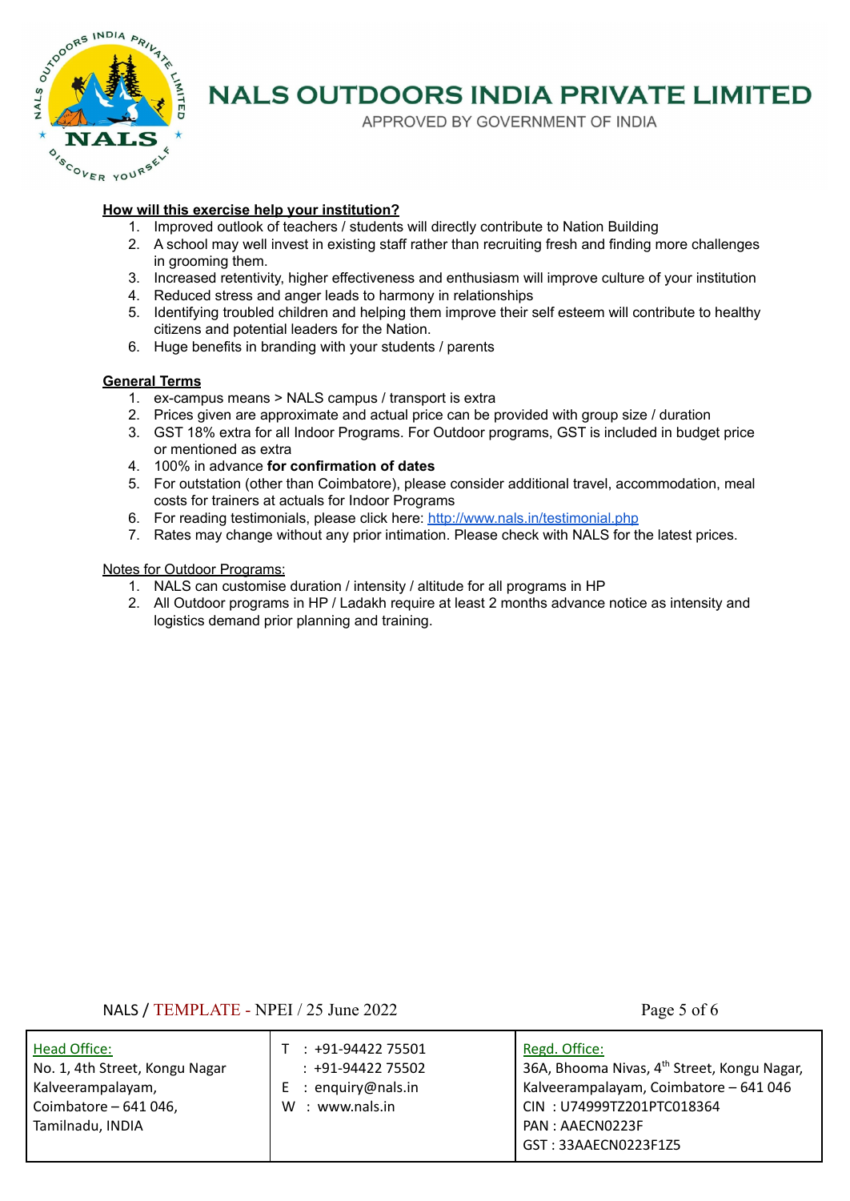**How will this exercise help your institution?**

1. Improved outlook of teachers / students will directly contribute to Nation Building
2. A school may well invest in existing staff rather than recruiting fresh and finding more challenges in grooming them.
3. Increased retentivity, higher effectiveness and enthusiasm will improve culture of your institution
4. Reduced stress and anger leads to harmony in relationships
5. Identifying troubled children and helping them improve their self esteem will contribute to healthy citizens and potential leaders for the Nation.
6. Huge benefits in branding with your students / parents

**General Terms**

1. ex-campus means > NALS campus / transport is extra
2. Prices given are approximate and actual price can be provided with group size / duration
3. GST 18% extra for all Indoor Programs. For Outdoor programs, GST is included in budget price or mentioned as extra
4. 100% in advance **for confirmation of dates**
5. For outstation (other than Coimbatore), please consider additional travel, accommodation, meal costs for trainers at actuals for Indoor Programs
6. For reading testimonials, please click here: http://www.nals.in/testimonial.php
7. Rates may change without any prior intimation. Please check with NALS for the latest prices.

Notes for Outdoor Programs:

1. NALS can customise duration / intensity / altitude for all programs in HP
2. All Outdoor programs in HP / Ladakh require at least 2 months advance notice as intensity and logistics demand prior planning and training.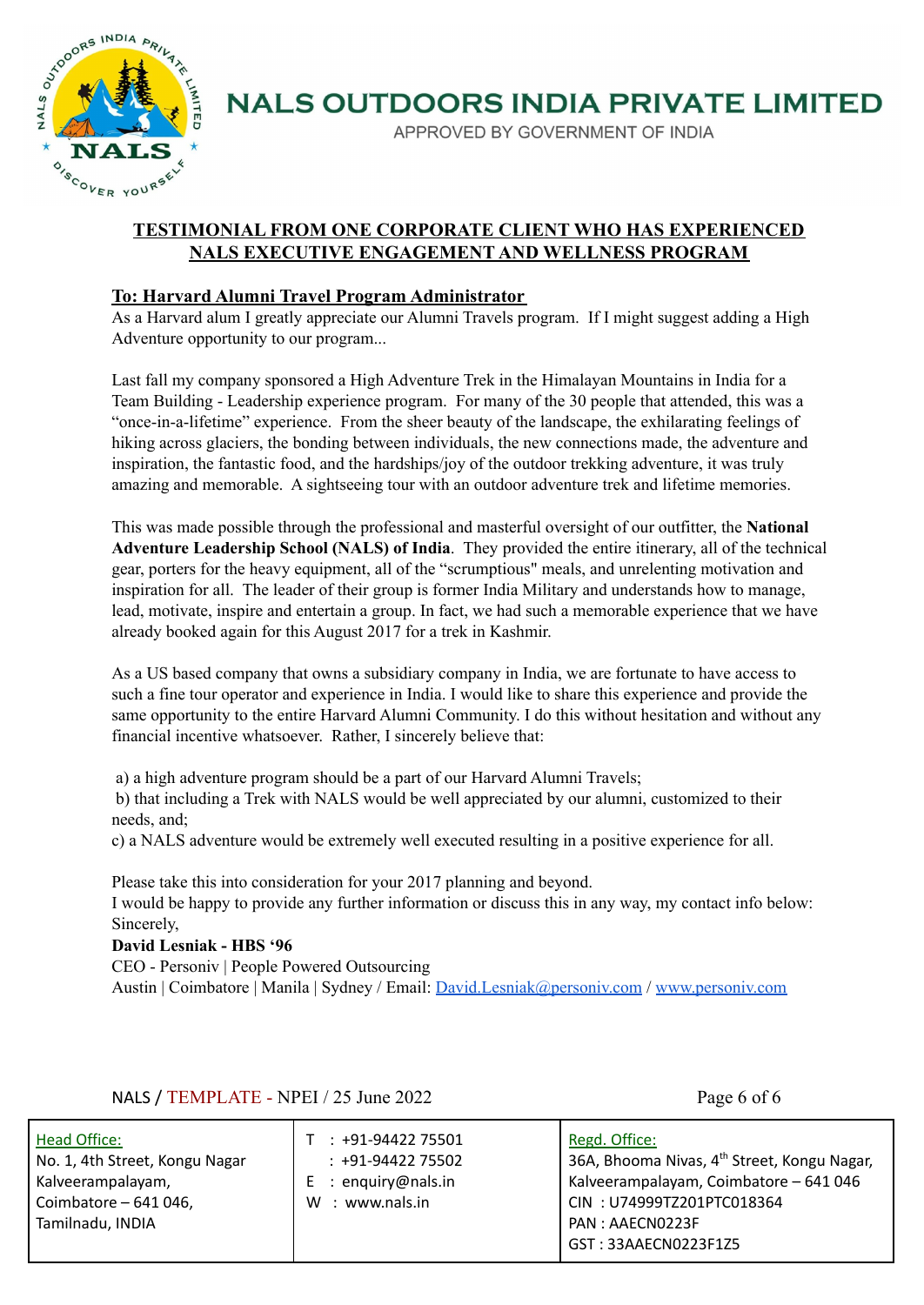# NALS OUTDOORS INDIA PRIVATE LIMITED

APPROVED BY GOVERNMENT OF INDIA

## TESTIMONIAL FROM ONE CORPORATE CLIENT WHO HAS EXPERIENCED NALS EXECUTIVE ENGAGEMENT AND WELLNESS PROGRAM

**To: Harvard Alumni Travel Program Administrator**

As a Harvard alum I greatly appreciate our Alumni Travels program. If I might suggest adding a High Adventure opportunity to our program...

Last fall my company sponsored a High Adventure Trek in the Himalayan Mountains in India for a Team Building - Leadership experience program. For many of the 30 people that attended, this was a "once-in-a-lifetime" experience. From the sheer beauty of the landscape, the exhilarating feelings of hiking across glaciers, the bonding between individuals, the new connections made, the adventure and inspiration, the fantastic food, and the hardships/joy of the outdoor trekking adventure, it was truly amazing and memorable. A sightseeing tour with an outdoor adventure trek and lifetime memories.

This was made possible through the professional and masterful oversight of our outfitter, the **National Adventure Leadership School (NALS) of India**. They provided the entire itinerary, all of the technical gear, porters for the heavy equipment, all of the "scrumptious" meals, and unrelenting motivation and inspiration for all. The leader of their group is former India Military and understands how to manage, lead, motivate, inspire and entertain a group. In fact, we had such a memorable experience that we have already booked again for this August 2017 for a trek in Kashmir.

As a US based company that owns a subsidiary company in India, we are fortunate to have access to such a fine tour operator and experience in India. I would like to share this experience and provide the same opportunity to the entire Harvard Alumni Community. I do this without hesitation and without any financial incentive whatsoever. Rather, I sincerely believe that:

a) a high adventure program should be a part of our Harvard Alumni Travels;
b) that including a Trek with NALS would be well appreciated by our alumni, customized to their needs, and;
c) a NALS adventure would be extremely well executed resulting in a positive experience for all.

Please take this into consideration for your 2017 planning and beyond.
I would be happy to provide any further information or discuss this in any way, my contact info below:
Sincerely,

**David Lesniak - HBS '96**
CEO - Personiv | People Powered Outsourcing
Austin | Coimbatore | Manila | Sydney / Email: David.Lesniak@personiv.com / www.personiv.com

NALS / TEMPLATE - NPEI / 25 June 2022

| | | |
|---|---|---|
| Head Office:<br>No. 1, 4th Street, Kongu Nagar<br>Kalveerampalayam,<br>Coimbatore – 641 046,<br>Tamilnadu, INDIA | T : +91-94422 75501<br>: +91-94422 75502<br>E : enquiry@nals.in<br>W : www.nals.in | Regd. Office:<br>36A, Bhooma Nivas, 4th Street, Kongu Nagar,<br>Kalveerampalayam, Coimbatore – 641 046<br>CIN : U74999TZ201PTC018364<br>PAN : AAECN0223F<br>GST : 33AAECN0223F1Z5 |